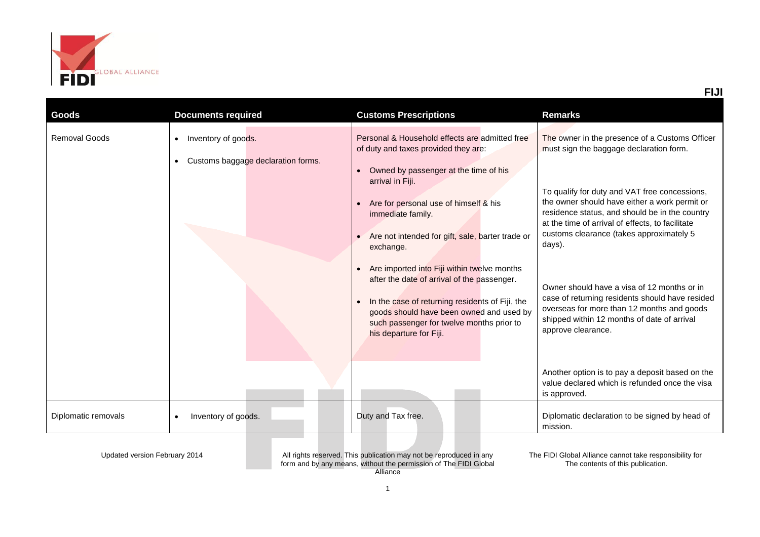# FIJI

| Goods | Documents required | Customs Prescriptions | Remarks |
|---|---|---|---|
| Removal Goods | • Inventory of goods.<br>• Customs baggage declaration forms. | Personal & Household effects are admitted free of duty and taxes provided they are:<br>• Owned by passenger at the time of his arrival in Fiji.<br>• Are for personal use of himself & his immediate family.<br>• Are not intended for gift, sale, barter trade or exchange.<br>• Are imported into Fiji within twelve months after the date of arrival of the passenger.<br>• In the case of returning residents of Fiji, the goods should have been owned and used by such passenger for twelve months prior to his departure for Fiji. | The owner in the presence of a Customs Officer must sign the baggage declaration form.<br><br>To qualify for duty and VAT free concessions, the owner should have either a work permit or residence status, and should be in the country at the time of arrival of effects, to facilitate customs clearance (takes approximately 5 days).<br><br>Owner should have a visa of 12 months or in case of returning residents should have resided overseas for more than 12 months and goods shipped within 12 months of date of arrival approve clearance.<br><br>Another option is to pay a deposit based on the value declared which is refunded once the visa is approved. |
| Diplomatic removals | • Inventory of goods. | Duty and Tax free. | Diplomatic declaration to be signed by head of mission. |

Updated version February 2014

All rights reserved. This publication may not be reproduced in any form and by any means, without the permission of The FIDI Global Alliance

The FIDI Global Alliance cannot take responsibility for The contents of this publication.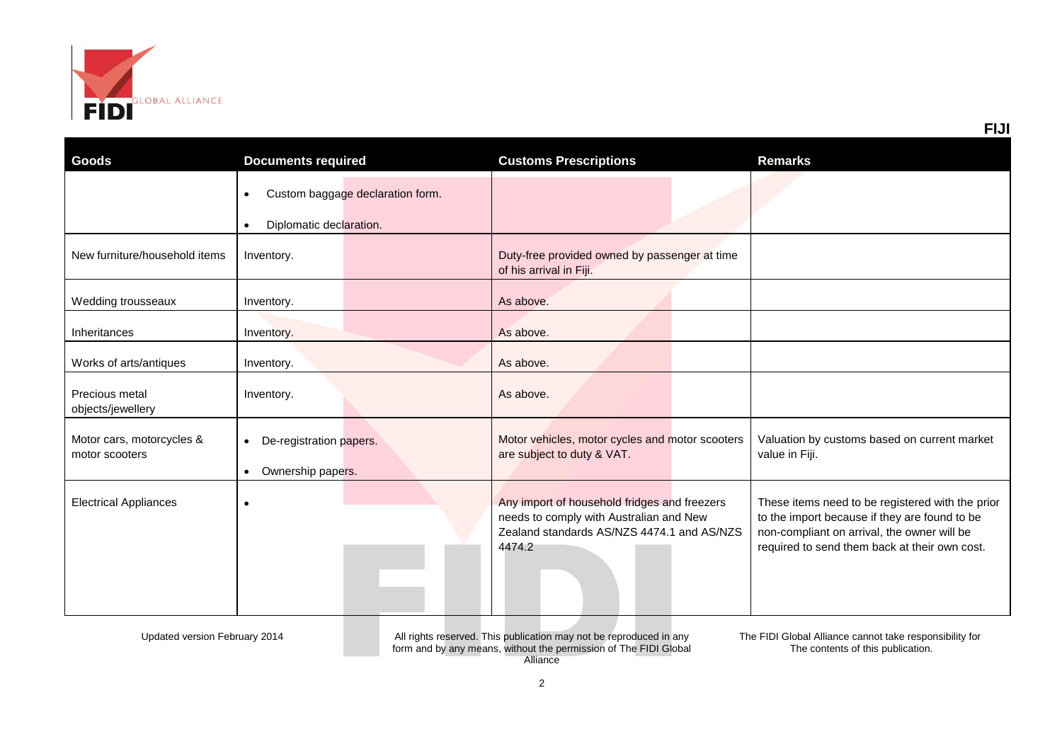| Goods | Documents required | Customs Prescriptions | Remarks |
|---|---|---|---|
| | • Custom baggage declaration form.<br>• Diplomatic declaration. | | |
| New furniture/household items | Inventory. | Duty-free provided owned by passenger at time of his arrival in Fiji. | |
| Wedding trousseaux | Inventory. | As above. | |
| Inheritances | Inventory. | As above. | |
| Works of arts/antiques | Inventory. | As above. | |
| Precious metal objects/jewellery | Inventory. | As above. | |
| Motor cars, motorcycles & motor scooters | • De-registration papers.<br>• Ownership papers. | Motor vehicles, motor cycles and motor scooters are subject to duty & VAT. | Valuation by customs based on current market value in Fiji. |
| Electrical Appliances | • | Any import of household fridges and freezers needs to comply with Australian and New Zealand standards AS/NZS 4474.1 and AS/NZS 4474.2 | These items need to be registered with the prior to the import because if they are found to be non-compliant on arrival, the owner will be required to send them back at their own cost. |

Updated version February 2014

All rights reserved. This publication may not be reproduced in any form and by any means, without the permission of The FIDI Global Alliance

The FIDI Global Alliance cannot take responsibility for The contents of this publication.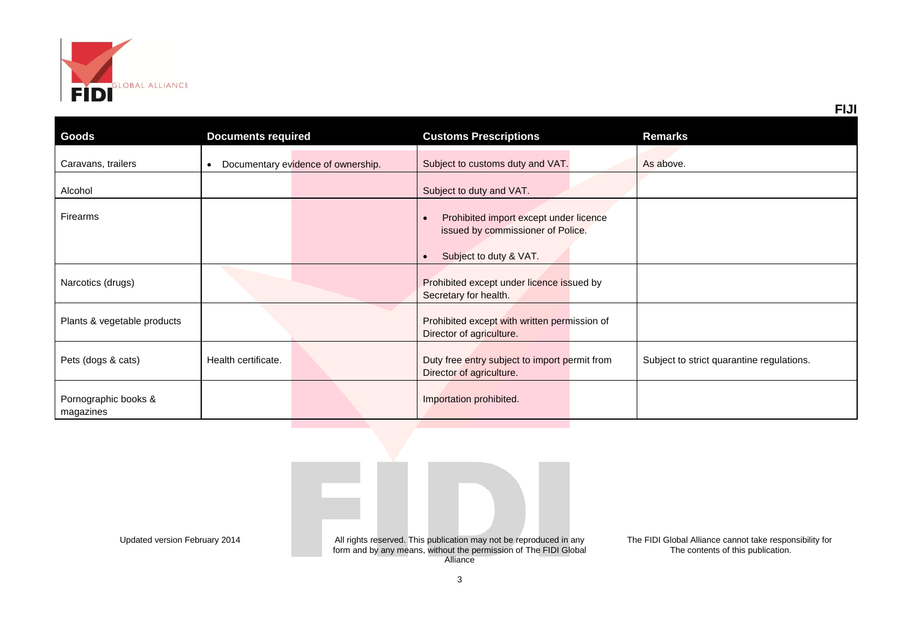FIJI

| Goods | Documents required | Customs Prescriptions | Remarks |
|---|---|---|---|
| Caravans, trailers | • Documentary evidence of ownership. | Subject to customs duty and VAT. | As above. |
| Alcohol | | Subject to duty and VAT. | |
| Firearms | | • Prohibited import except under licence issued by commissioner of Police.<br>• Subject to duty & VAT. | |
| Narcotics (drugs) | | Prohibited except under licence issued by Secretary for health. | |
| Plants & vegetable products | | Prohibited except with written permission of Director of agriculture. | |
| Pets (dogs & cats) | Health certificate. | Duty free entry subject to import permit from Director of agriculture. | Subject to strict quarantine regulations. |
| Pornographic books & magazines | | Importation prohibited. | |

Updated version February 2014

All rights reserved. This publication may not be reproduced in any form and by any means, without the permission of The FIDI Global Alliance

The FIDI Global Alliance cannot take responsibility for The contents of this publication.